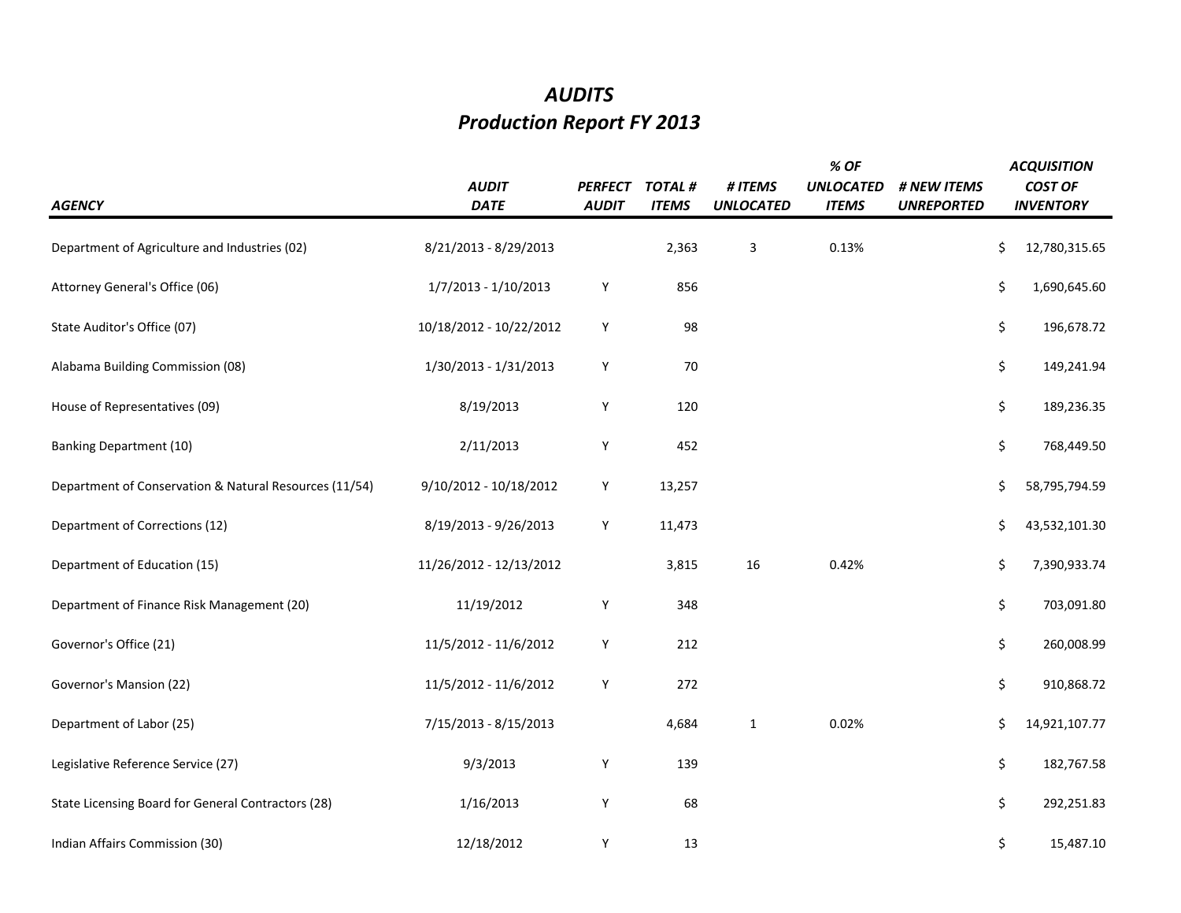# *AUDITS*
## *Production Report FY 2013*

| *AGENCY* | *AUDIT DATE* | *PERFECT AUDIT* | *TOTAL # ITEMS* | *# ITEMS UNLOCATED* | *% OF UNLOCATED ITEMS* | *# NEW ITEMS UNREPORTED* | *ACQUISITION COST OF INVENTORY* |
|---|---|---|---|---|---|---|---|
| Department of Agriculture and Industries (02) | 8/21/2013 - 8/29/2013 | | 2,363 | 3 | 0.13% | | $ 12,780,315.65 |
| Attorney General's Office (06) | 1/7/2013 - 1/10/2013 | Y | 856 | | | | $ 1,690,645.60 |
| State Auditor's Office (07) | 10/18/2012 - 10/22/2012 | Y | 98 | | | | $ 196,678.72 |
| Alabama Building Commission (08) | 1/30/2013 - 1/31/2013 | Y | 70 | | | | $ 149,241.94 |
| House of Representatives (09) | 8/19/2013 | Y | 120 | | | | $ 189,236.35 |
| Banking Department (10) | 2/11/2013 | Y | 452 | | | | $ 768,449.50 |
| Department of Conservation & Natural Resources (11/54) | 9/10/2012 - 10/18/2012 | Y | 13,257 | | | | $ 58,795,794.59 |
| Department of Corrections (12) | 8/19/2013 - 9/26/2013 | Y | 11,473 | | | | $ 43,532,101.30 |
| Department of Education (15) | 11/26/2012 - 12/13/2012 | | 3,815 | 16 | 0.42% | | $ 7,390,933.74 |
| Department of Finance Risk Management (20) | 11/19/2012 | Y | 348 | | | | $ 703,091.80 |
| Governor's Office (21) | 11/5/2012 - 11/6/2012 | Y | 212 | | | | $ 260,008.99 |
| Governor's Mansion (22) | 11/5/2012 - 11/6/2012 | Y | 272 | | | | $ 910,868.72 |
| Department of Labor (25) | 7/15/2013 - 8/15/2013 | | 4,684 | 1 | 0.02% | | $ 14,921,107.77 |
| Legislative Reference Service (27) | 9/3/2013 | Y | 139 | | | | $ 182,767.58 |
| State Licensing Board for General Contractors (28) | 1/16/2013 | Y | 68 | | | | $ 292,251.83 |
| Indian Affairs Commission (30) | 12/18/2012 | Y | 13 | | | | $ 15,487.10 |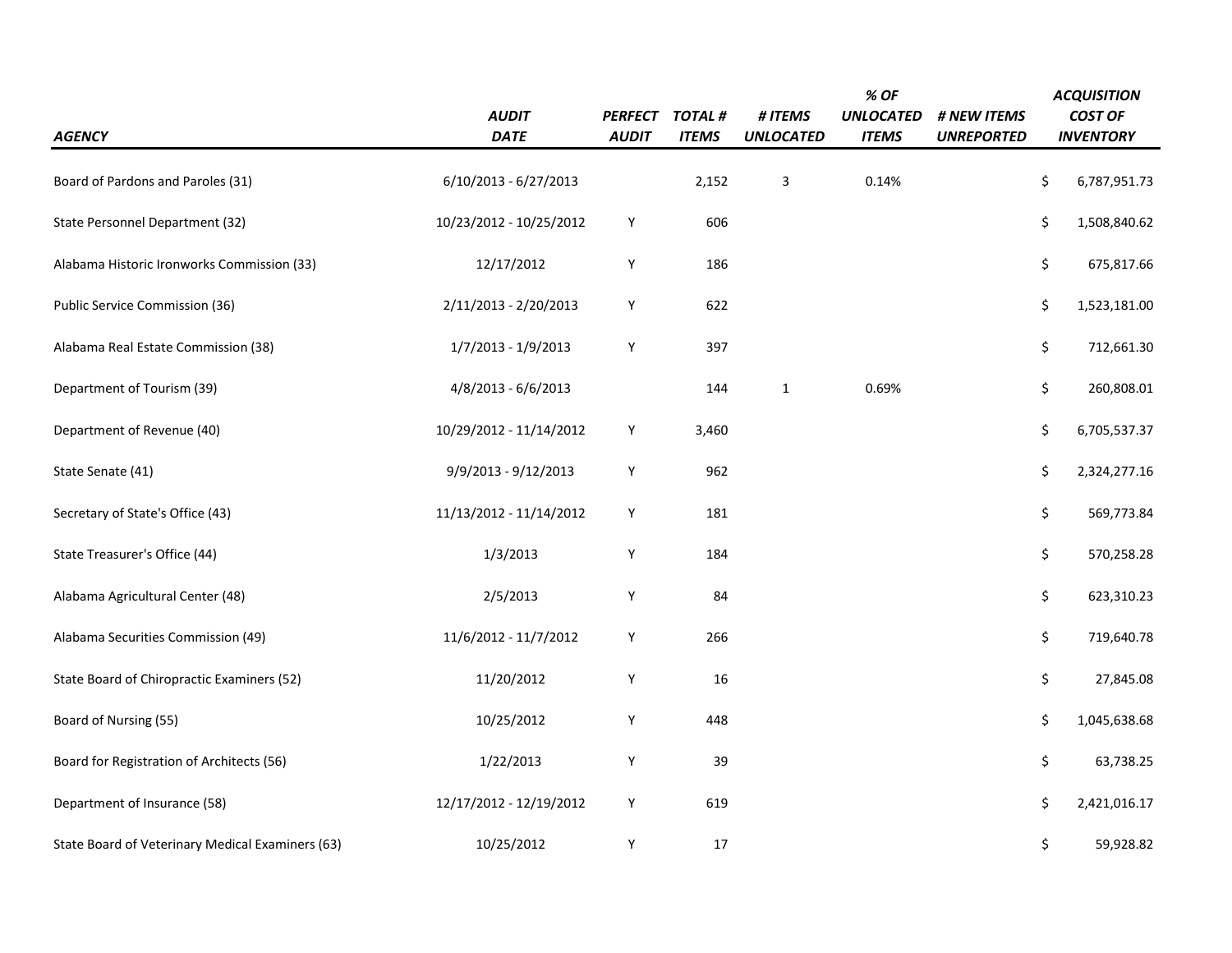| AGENCY | AUDIT DATE | PERFECT AUDIT | TOTAL # ITEMS | # ITEMS UNLOCATED | % OF UNLOCATED ITEMS | # NEW ITEMS UNREPORTED | ACQUISITION COST OF INVENTORY |
|---|---|---|---|---|---|---|---|
| Board of Pardons and Paroles (31) | 6/10/2013 - 6/27/2013 | | 2,152 | 3 | 0.14% | | $ 6,787,951.73 |
| State Personnel Department (32) | 10/23/2012 - 10/25/2012 | Y | 606 | | | | $ 1,508,840.62 |
| Alabama Historic Ironworks Commission (33) | 12/17/2012 | Y | 186 | | | | $ 675,817.66 |
| Public Service Commission (36) | 2/11/2013 - 2/20/2013 | Y | 622 | | | | $ 1,523,181.00 |
| Alabama Real Estate Commission (38) | 1/7/2013 - 1/9/2013 | Y | 397 | | | | $ 712,661.30 |
| Department of Tourism (39) | 4/8/2013 - 6/6/2013 | | 144 | 1 | 0.69% | | $ 260,808.01 |
| Department of Revenue (40) | 10/29/2012 - 11/14/2012 | Y | 3,460 | | | | $ 6,705,537.37 |
| State Senate (41) | 9/9/2013 - 9/12/2013 | Y | 962 | | | | $ 2,324,277.16 |
| Secretary of State's Office (43) | 11/13/2012 - 11/14/2012 | Y | 181 | | | | $ 569,773.84 |
| State Treasurer's Office (44) | 1/3/2013 | Y | 184 | | | | $ 570,258.28 |
| Alabama Agricultural Center (48) | 2/5/2013 | Y | 84 | | | | $ 623,310.23 |
| Alabama Securities Commission (49) | 11/6/2012 - 11/7/2012 | Y | 266 | | | | $ 719,640.78 |
| State Board of Chiropractic Examiners (52) | 11/20/2012 | Y | 16 | | | | $ 27,845.08 |
| Board of Nursing (55) | 10/25/2012 | Y | 448 | | | | $ 1,045,638.68 |
| Board for Registration of Architects (56) | 1/22/2013 | Y | 39 | | | | $ 63,738.25 |
| Department of Insurance (58) | 12/17/2012 - 12/19/2012 | Y | 619 | | | | $ 2,421,016.17 |
| State Board of Veterinary Medical Examiners (63) | 10/25/2012 | Y | 17 | | | | $ 59,928.82 |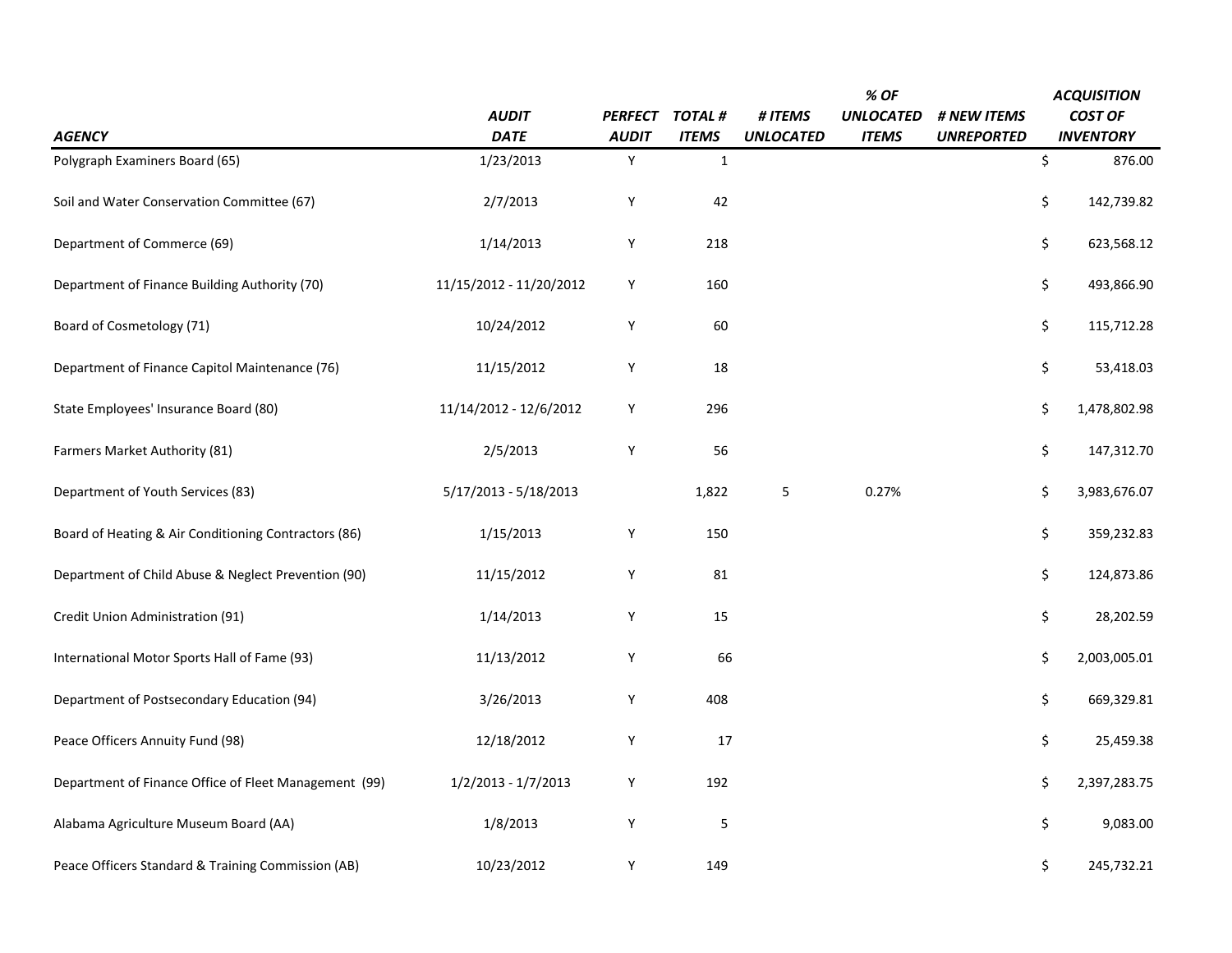| AGENCY | AUDIT DATE | PERFECT AUDIT | TOTAL # ITEMS | # ITEMS UNLOCATED | % OF UNLOCATED ITEMS | # NEW ITEMS UNREPORTED | ACQUISITION COST OF INVENTORY |
|---|---|---|---|---|---|---|---|
| Polygraph Examiners Board (65) | 1/23/2013 | Y | 1 | | | | $ 876.00 |
| Soil and Water Conservation Committee (67) | 2/7/2013 | Y | 42 | | | | $ 142,739.82 |
| Department of Commerce (69) | 1/14/2013 | Y | 218 | | | | $ 623,568.12 |
| Department of Finance Building Authority (70) | 11/15/2012 - 11/20/2012 | Y | 160 | | | | $ 493,866.90 |
| Board of Cosmetology (71) | 10/24/2012 | Y | 60 | | | | $ 115,712.28 |
| Department of Finance Capitol Maintenance (76) | 11/15/2012 | Y | 18 | | | | $ 53,418.03 |
| State Employees' Insurance Board (80) | 11/14/2012 - 12/6/2012 | Y | 296 | | | | $ 1,478,802.98 |
| Farmers Market Authority (81) | 2/5/2013 | Y | 56 | | | | $ 147,312.70 |
| Department of Youth Services (83) | 5/17/2013 - 5/18/2013 | | 1,822 | 5 | 0.27% | | $ 3,983,676.07 |
| Board of Heating & Air Conditioning Contractors (86) | 1/15/2013 | Y | 150 | | | | $ 359,232.83 |
| Department of Child Abuse & Neglect Prevention (90) | 11/15/2012 | Y | 81 | | | | $ 124,873.86 |
| Credit Union Administration (91) | 1/14/2013 | Y | 15 | | | | $ 28,202.59 |
| International Motor Sports Hall of Fame (93) | 11/13/2012 | Y | 66 | | | | $ 2,003,005.01 |
| Department of Postsecondary Education (94) | 3/26/2013 | Y | 408 | | | | $ 669,329.81 |
| Peace Officers Annuity Fund (98) | 12/18/2012 | Y | 17 | | | | $ 25,459.38 |
| Department of Finance Office of Fleet Management (99) | 1/2/2013 - 1/7/2013 | Y | 192 | | | | $ 2,397,283.75 |
| Alabama Agriculture Museum Board (AA) | 1/8/2013 | Y | 5 | | | | $ 9,083.00 |
| Peace Officers Standard & Training Commission (AB) | 10/23/2012 | Y | 149 | | | | $ 245,732.21 |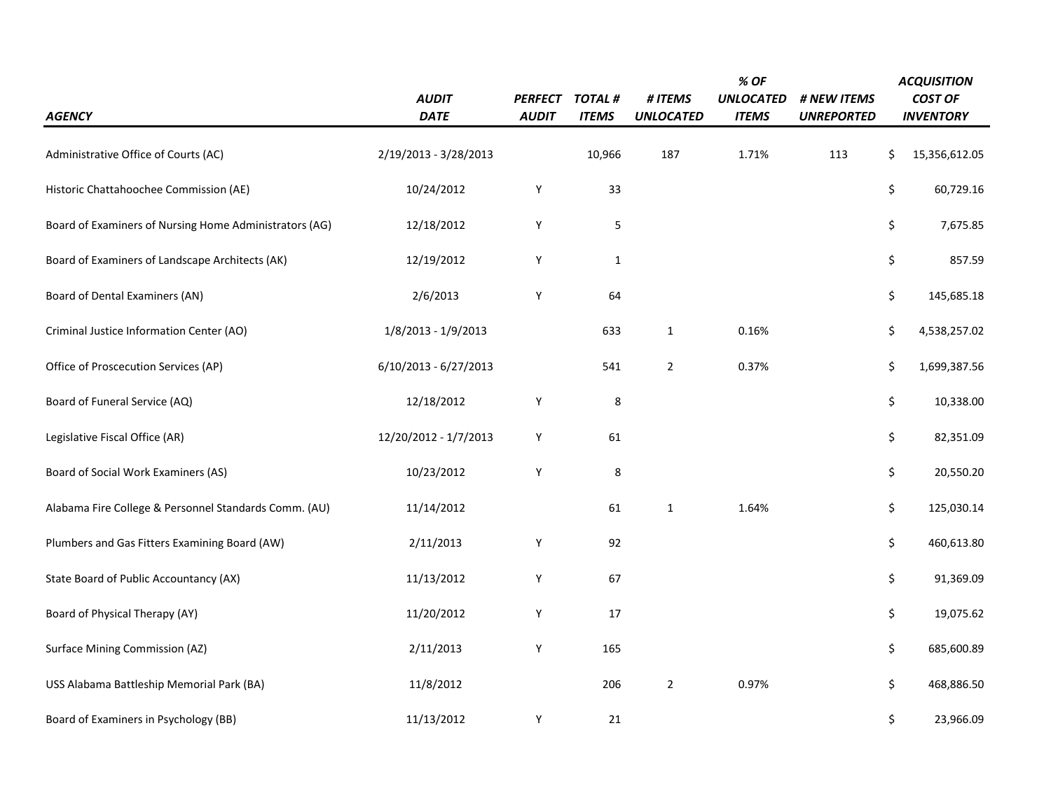| AGENCY | AUDIT DATE | PERFECT AUDIT | TOTAL # ITEMS | # ITEMS UNLOCATED | % OF UNLOCATED ITEMS | # NEW ITEMS UNREPORTED | ACQUISITION COST OF INVENTORY |
|---|---|---|---|---|---|---|---|
| Administrative Office of Courts (AC) | 2/19/2013 - 3/28/2013 | | 10,966 | 187 | 1.71% | 113 | $ 15,356,612.05 |
| Historic Chattahoochee Commission (AE) | 10/24/2012 | Y | 33 | | | | $ 60,729.16 |
| Board of Examiners of Nursing Home Administrators (AG) | 12/18/2012 | Y | 5 | | | | $ 7,675.85 |
| Board of Examiners of Landscape Architects (AK) | 12/19/2012 | Y | 1 | | | | $ 857.59 |
| Board of Dental Examiners (AN) | 2/6/2013 | Y | 64 | | | | $ 145,685.18 |
| Criminal Justice Information Center (AO) | 1/8/2013 - 1/9/2013 | | 633 | 1 | 0.16% | | $ 4,538,257.02 |
| Office of Proscecution Services (AP) | 6/10/2013 - 6/27/2013 | | 541 | 2 | 0.37% | | $ 1,699,387.56 |
| Board of Funeral Service (AQ) | 12/18/2012 | Y | 8 | | | | $ 10,338.00 |
| Legislative Fiscal Office (AR) | 12/20/2012 - 1/7/2013 | Y | 61 | | | | $ 82,351.09 |
| Board of Social Work Examiners (AS) | 10/23/2012 | Y | 8 | | | | $ 20,550.20 |
| Alabama Fire College & Personnel Standards Comm. (AU) | 11/14/2012 | | 61 | 1 | 1.64% | | $ 125,030.14 |
| Plumbers and Gas Fitters Examining Board (AW) | 2/11/2013 | Y | 92 | | | | $ 460,613.80 |
| State Board of Public Accountancy (AX) | 11/13/2012 | Y | 67 | | | | $ 91,369.09 |
| Board of Physical Therapy (AY) | 11/20/2012 | Y | 17 | | | | $ 19,075.62 |
| Surface Mining Commission (AZ) | 2/11/2013 | Y | 165 | | | | $ 685,600.89 |
| USS Alabama Battleship Memorial Park (BA) | 11/8/2012 | | 206 | 2 | 0.97% | | $ 468,886.50 |
| Board of Examiners in Psychology (BB) | 11/13/2012 | Y | 21 | | | | $ 23,966.09 |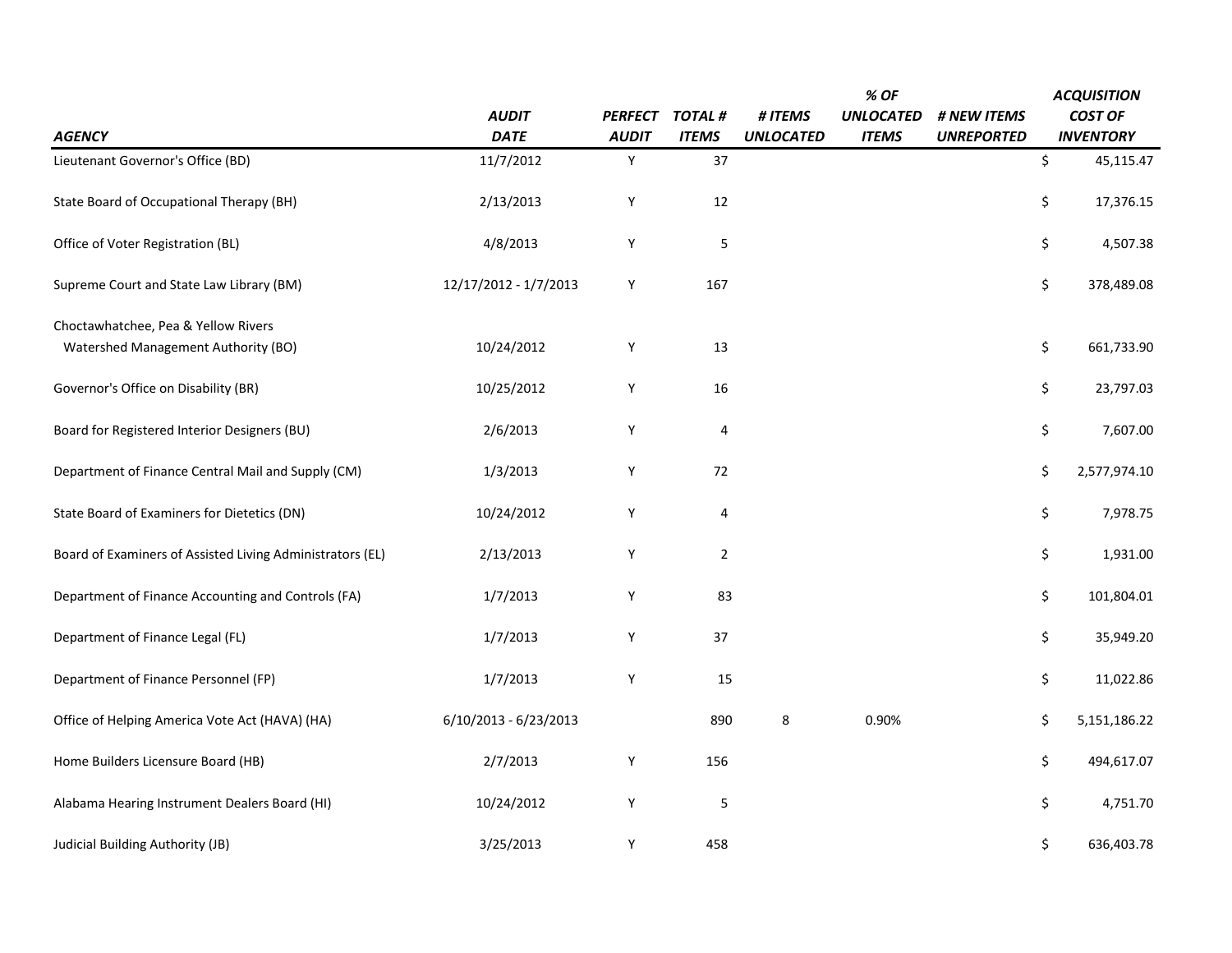| *AGENCY* | *AUDIT DATE* | *PERFECT AUDIT* | *TOTAL # ITEMS* | *# ITEMS UNLOCATED* | *% OF UNLOCATED ITEMS* | *# NEW ITEMS UNREPORTED* | *ACQUISITION COST OF INVENTORY* |
|---|---|---|---|---|---|---|---|
| Lieutenant Governor's Office (BD) | 11/7/2012 | Y | 37 | | | | $ 45,115.47 |
| State Board of Occupational Therapy (BH) | 2/13/2013 | Y | 12 | | | | $ 17,376.15 |
| Office of Voter Registration (BL) | 4/8/2013 | Y | 5 | | | | $ 4,507.38 |
| Supreme Court and State Law Library (BM) | 12/17/2012 - 1/7/2013 | Y | 167 | | | | $ 378,489.08 |
| Choctawhatchee, Pea & Yellow Rivers Watershed Management Authority (BO) | 10/24/2012 | Y | 13 | | | | $ 661,733.90 |
| Governor's Office on Disability (BR) | 10/25/2012 | Y | 16 | | | | $ 23,797.03 |
| Board for Registered Interior Designers (BU) | 2/6/2013 | Y | 4 | | | | $ 7,607.00 |
| Department of Finance Central Mail and Supply (CM) | 1/3/2013 | Y | 72 | | | | $ 2,577,974.10 |
| State Board of Examiners for Dietetics (DN) | 10/24/2012 | Y | 4 | | | | $ 7,978.75 |
| Board of Examiners of Assisted Living Administrators (EL) | 2/13/2013 | Y | 2 | | | | $ 1,931.00 |
| Department of Finance Accounting and Controls (FA) | 1/7/2013 | Y | 83 | | | | $ 101,804.01 |
| Department of Finance Legal (FL) | 1/7/2013 | Y | 37 | | | | $ 35,949.20 |
| Department of Finance Personnel (FP) | 1/7/2013 | Y | 15 | | | | $ 11,022.86 |
| Office of Helping America Vote Act (HAVA) (HA) | 6/10/2013 - 6/23/2013 | | 890 | 8 | 0.90% | | $ 5,151,186.22 |
| Home Builders Licensure Board (HB) | 2/7/2013 | Y | 156 | | | | $ 494,617.07 |
| Alabama Hearing Instrument Dealers Board (HI) | 10/24/2012 | Y | 5 | | | | $ 4,751.70 |
| Judicial Building Authority (JB) | 3/25/2013 | Y | 458 | | | | $ 636,403.78 |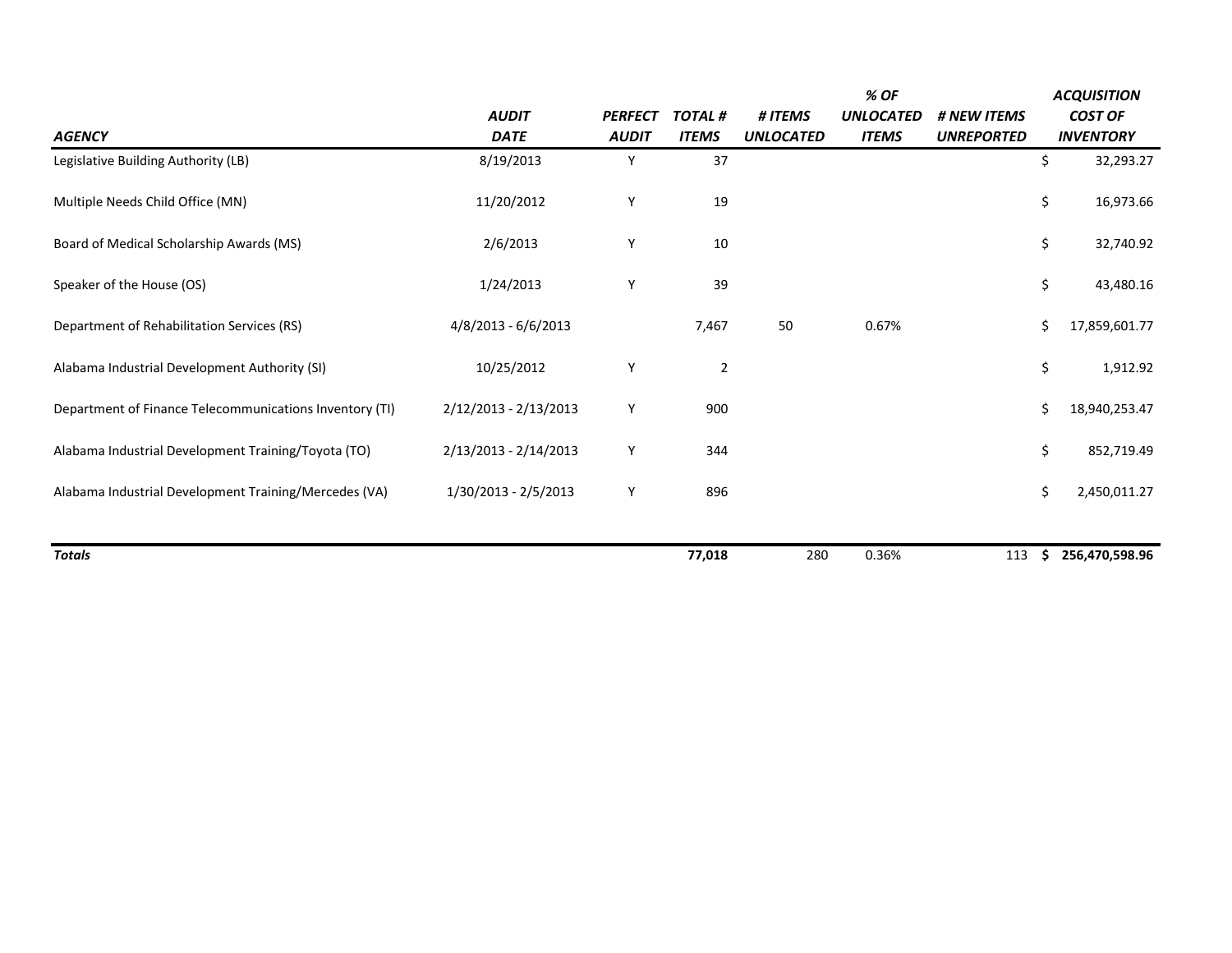| *AGENCY* | *AUDIT DATE* | *PERFECT AUDIT* | *TOTAL # ITEMS* | *# ITEMS UNLOCATED* | *% OF UNLOCATED ITEMS* | *# NEW ITEMS UNREPORTED* | *ACQUISITION COST OF INVENTORY* |
|---|---|---|---|---|---|---|---|
| Legislative Building Authority (LB) | 8/19/2013 | Y | 37 | | | | $ 32,293.27 |
| Multiple Needs Child Office (MN) | 11/20/2012 | Y | 19 | | | | $ 16,973.66 |
| Board of Medical Scholarship Awards (MS) | 2/6/2013 | Y | 10 | | | | $ 32,740.92 |
| Speaker of the House (OS) | 1/24/2013 | Y | 39 | | | | $ 43,480.16 |
| Department of Rehabilitation Services (RS) | 4/8/2013 - 6/6/2013 | | 7,467 | 50 | 0.67% | | $ 17,859,601.77 |
| Alabama Industrial Development Authority (SI) | 10/25/2012 | Y | 2 | | | | $ 1,912.92 |
| Department of Finance Telecommunications Inventory (TI) | 2/12/2013 - 2/13/2013 | Y | 900 | | | | $ 18,940,253.47 |
| Alabama Industrial Development Training/Toyota (TO) | 2/13/2013 - 2/14/2013 | Y | 344 | | | | $ 852,719.49 |
| Alabama Industrial Development Training/Mercedes (VA) | 1/30/2013 - 2/5/2013 | Y | 896 | | | | $ 2,450,011.27 |
| ***Totals*** | | | **77,018** | 280 | 0.36% | 113 | **$ 256,470,598.96** |